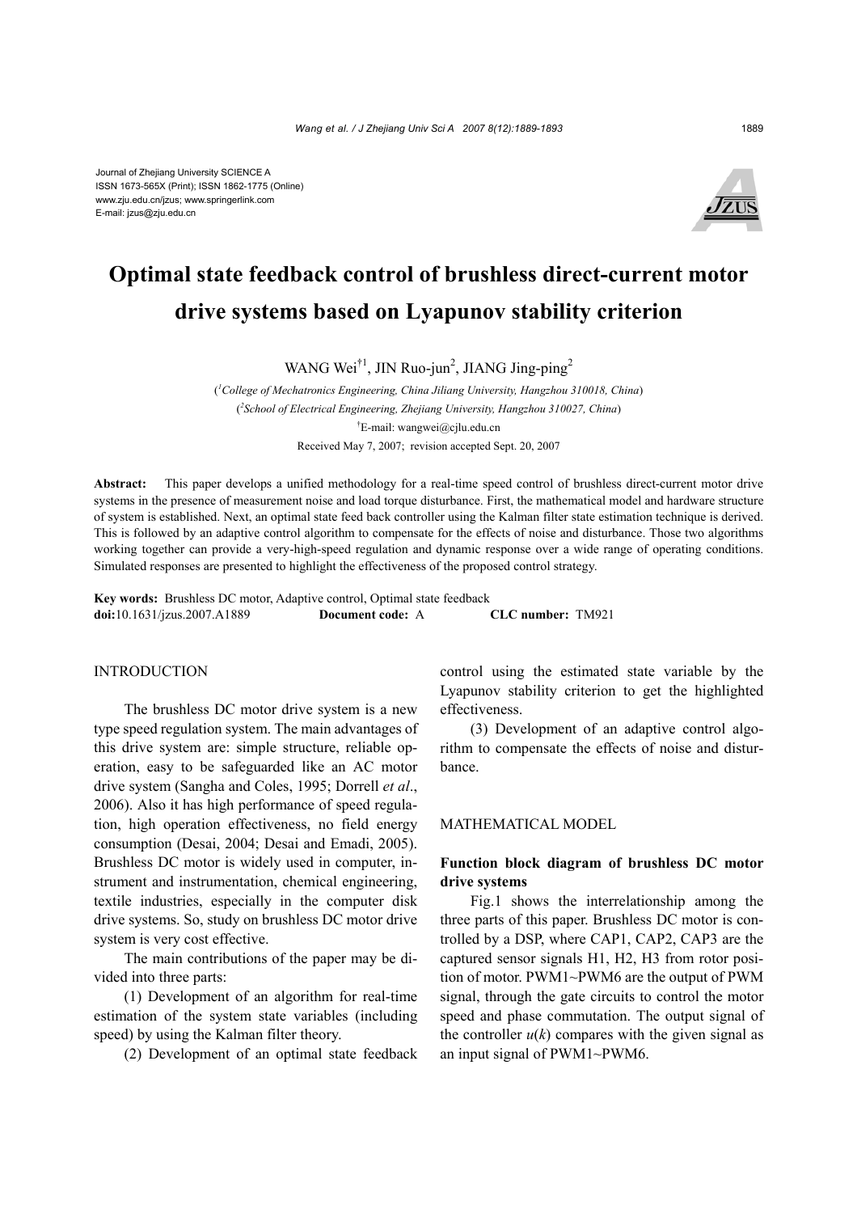Journal of Zhejiang University SCIENCE A
ISSN 1673-565X (Print); ISSN 1862-1775 (Online)
www.zju.edu.cn/jzus; www.springerlink.com
E-mail: jzus@zju.edu.cn

# Optimal state feedback control of brushless direct-current motor drive systems based on Lyapunov stability criterion

WANG Wei[†1], JIN Ruo-jun[2], JIANG Jing-ping[2]

([1]College of Mechatronics Engineering, China Jiliang University, Hangzhou 310018, China)
([2]School of Electrical Engineering, Zhejiang University, Hangzhou 310027, China)
[†]E-mail: wangwei@cjlu.edu.cn
Received May 7, 2007; revision accepted Sept. 20, 2007

**Abstract:** This paper develops a unified methodology for a real-time speed control of brushless direct-current motor drive systems in the presence of measurement noise and load torque disturbance. First, the mathematical model and hardware structure of system is established. Next, an optimal state feed back controller using the Kalman filter state estimation technique is derived. This is followed by an adaptive control algorithm to compensate for the effects of noise and disturbance. Those two algorithms working together can provide a very-high-speed regulation and dynamic response over a wide range of operating conditions. Simulated responses are presented to highlight the effectiveness of the proposed control strategy.

**Key words:** Brushless DC motor, Adaptive control, Optimal state feedback
**doi:**10.1631/jzus.2007.A1889 **Document code:** A **CLC number:** TM921

## INTRODUCTION

The brushless DC motor drive system is a new type speed regulation system. The main advantages of this drive system are: simple structure, reliable operation, easy to be safeguarded like an AC motor drive system (Sangha and Coles, 1995; Dorrell *et al*., 2006). Also it has high performance of speed regulation, high operation effectiveness, no field energy consumption (Desai, 2004; Desai and Emadi, 2005). Brushless DC motor is widely used in computer, instrument and instrumentation, chemical engineering, textile industries, especially in the computer disk drive systems. So, study on brushless DC motor drive system is very cost effective.

The main contributions of the paper may be divided into three parts:

(1) Development of an algorithm for real-time estimation of the system state variables (including speed) by using the Kalman filter theory.

(2) Development of an optimal state feedback control using the estimated state variable by the Lyapunov stability criterion to get the highlighted effectiveness.

(3) Development of an adaptive control algorithm to compensate the effects of noise and disturbance.

## MATHEMATICAL MODEL

### Function block diagram of brushless DC motor drive systems

Fig.1 shows the interrelationship among the three parts of this paper. Brushless DC motor is controlled by a DSP, where CAP1, CAP2, CAP3 are the captured sensor signals H1, H2, H3 from rotor position of motor. PWM1~PWM6 are the output of PWM signal, through the gate circuits to control the motor speed and phase commutation. The output signal of the controller $u(k)$ compares with the given signal as an input signal of PWM1~PWM6.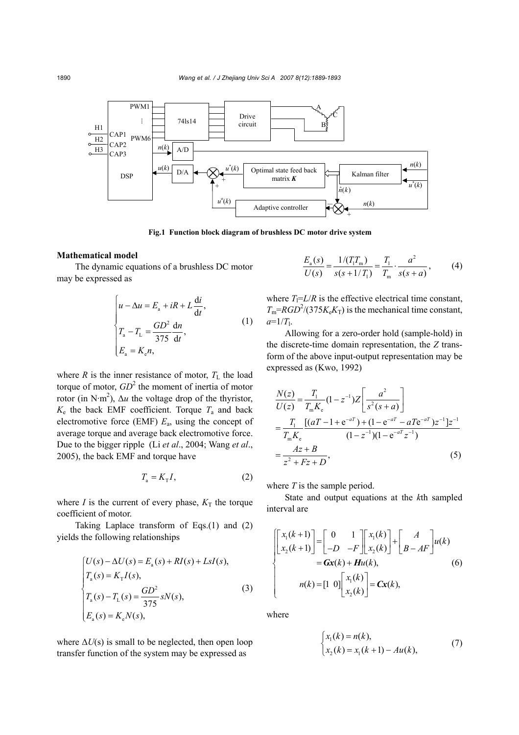**Fig.1 Function block diagram of brushless DC motor drive system**

### Mathematical model

The dynamic equations of a brushless DC motor may be expressed as

$$
\begin{cases}
u - \Delta u = E_\mathrm{a} + iR + L\dfrac{\mathrm{d}i}{\mathrm{d}t}, \\
T_\mathrm{a} - T_\mathrm{L} = \dfrac{GD^2}{375}\dfrac{\mathrm{d}n}{\mathrm{d}t}, \\
E_\mathrm{a} = K_\mathrm{e} n,
\end{cases}
\tag{1}
$$

where $R$ is the inner resistance of motor, $T_\mathrm{L}$ the load torque of motor, $GD^2$ the moment of inertia of motor rotor (in N·m$^2$), $\Delta u$ the voltage drop of the thyristor, $K_\mathrm{e}$ the back EMF coefficient. Torque $T_\mathrm{a}$ and back electromotive force (EMF) $E_\mathrm{a}$, using the concept of average torque and average back electromotive force. Due to the bigger ripple (Li *et al*., 2004; Wang *et al*., 2005), the back EMF and torque have

$$
T_\mathrm{a} = K_\mathrm{T} I, \tag{2}
$$

where $I$ is the current of every phase, $K_\mathrm{T}$ the torque coefficient of motor.

Taking Laplace transform of Eqs.(1) and (2) yields the following relationships

$$
\begin{cases}
U(s) - \Delta U(s) = E_\mathrm{a}(s) + RI(s) + LsI(s), \\
T_\mathrm{a}(s) = K_\mathrm{T} I(s), \\
T_\mathrm{a}(s) - T_\mathrm{L}(s) = \dfrac{GD^2}{375} sN(s), \\
E_\mathrm{a}(s) = K_\mathrm{e} N(s),
\end{cases}
\tag{3}
$$

where $\Delta U$(s) is small to be neglected, then open loop transfer function of the system may be expressed as

$$
\frac{E_\mathrm{a}(s)}{U(s)} = \frac{1/(T_\mathrm{l} T_\mathrm{m})}{s(s + 1/T_\mathrm{l})} = \frac{T_\mathrm{l}}{T_\mathrm{m}} \cdot \frac{a^2}{s(s+a)}, \tag{4}
$$

where $T_\mathrm{l}=L/R$ is the effective electrical time constant, $T_\mathrm{m}=RGD^2/(375K_\mathrm{e}K_\mathrm{T})$ is the mechanical time constant, $a=1/T_\mathrm{l}$.

Allowing for a zero-order hold (sample-hold) in the discrete-time domain representation, the $Z$ transform of the above input-output representation may be expressed as (Kwo, 1992)

$$
\begin{aligned}
\frac{N(z)}{U(z)} &= \frac{T_\mathrm{l}}{T_\mathrm{m} K_\mathrm{e}} (1 - z^{-1}) Z\left[ \frac{a^2}{s^2(s+a)} \right] \\
&= \frac{T_\mathrm{l}}{T_\mathrm{m} K_\mathrm{e}} \frac{[(aT - 1 + \mathrm{e}^{-aT}) + (1 - \mathrm{e}^{-aT} - aT\mathrm{e}^{-aT}) z^{-1}] z^{-1}}{(1 - z^{-1})(1 - \mathrm{e}^{-aT} z^{-1})} \\
&= \frac{Az + B}{z^2 + Fz + D},
\end{aligned}
\tag{5}
$$

where $T$ is the sample period.

State and output equations at the $k$th sampled interval are

$$
\begin{cases}
\begin{bmatrix} x_1(k+1) \\ x_2(k+1) \end{bmatrix} = \begin{bmatrix} 0 & 1 \\ -D & -F \end{bmatrix} \begin{bmatrix} x_1(k) \\ x_2(k) \end{bmatrix} + \begin{bmatrix} A \\ B - AF \end{bmatrix} u(k) \\
\qquad = \boldsymbol{G}\boldsymbol{x}(k) + \boldsymbol{H}u(k), \\
n(k) = [1 \;\; 0] \begin{bmatrix} x_1(k) \\ x_2(k) \end{bmatrix} = \boldsymbol{C}\boldsymbol{x}(k),
\end{cases}
\tag{6}
$$

where

$$
\begin{cases}
x_1(k) = n(k), \\
x_2(k) = x_1(k+1) - Au(k),
\end{cases}
\tag{7}
$$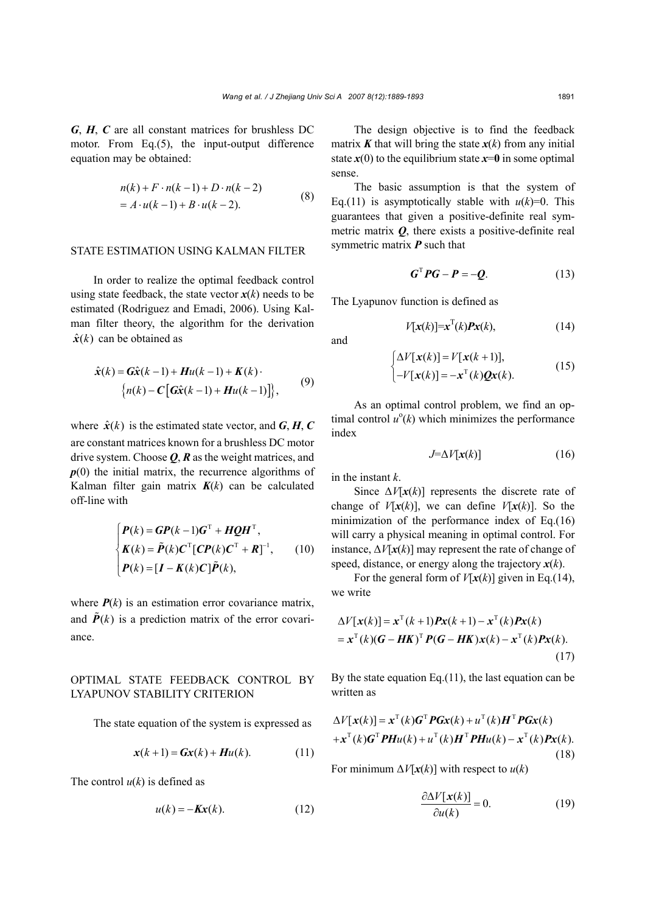$\boldsymbol{G}$, $\boldsymbol{H}$, $\boldsymbol{C}$ are all constant matrices for brushless DC motor. From Eq.(5), the input-output difference equation may be obtained:

$$
\begin{aligned}
& n(k)+F\cdot n(k-1)+D\cdot n(k-2) \\
& =A\cdot u(k-1)+B\cdot u(k-2).
\end{aligned} \tag{8}
$$

## STATE ESTIMATION USING KALMAN FILTER

In order to realize the optimal feedback control using state feedback, the state vector $\boldsymbol{x}(k)$ needs to be estimated (Rodriguez and Emadi, 2006). Using Kalman filter theory, the algorithm for the derivation $\hat{\boldsymbol{x}}(k)$ can be obtained as

$$
\begin{aligned}
\hat{\boldsymbol{x}}(k)=\ & \boldsymbol{G}\hat{\boldsymbol{x}}(k-1)+\boldsymbol{H}u(k-1)+\boldsymbol{K}(k)\cdot \\
& \left\{n(k)-\boldsymbol{C}\left[\boldsymbol{G}\hat{\boldsymbol{x}}(k-1)+\boldsymbol{H}u(k-1)\right]\right\},
\end{aligned} \tag{9}
$$

where $\hat{\boldsymbol{x}}(k)$ is the estimated state vector, and $\boldsymbol{G}$, $\boldsymbol{H}$, $\boldsymbol{C}$ are constant matrices known for a brushless DC motor drive system. Choose $\boldsymbol{Q}$, $\boldsymbol{R}$ as the weight matrices, and $\boldsymbol{p}(0)$ the initial matrix, the recurrence algorithms of Kalman filter gain matrix $\boldsymbol{K}(k)$ can be calculated off-line with

$$
\begin{cases}
\boldsymbol{P}(k)=\boldsymbol{G}\boldsymbol{P}(k-1)\boldsymbol{G}^{\mathrm{T}}+\boldsymbol{H}\boldsymbol{Q}\boldsymbol{H}^{\mathrm{T}}, \\
\boldsymbol{K}(k)=\tilde{\boldsymbol{P}}(k)\boldsymbol{C}^{\mathrm{T}}[\boldsymbol{C}\boldsymbol{P}(k)\boldsymbol{C}^{\mathrm{T}}+\boldsymbol{R}]^{-1}, \\
\boldsymbol{P}(k)=[\boldsymbol{I}-\boldsymbol{K}(k)\boldsymbol{C}]\tilde{\boldsymbol{P}}(k),
\end{cases} \tag{10}
$$

where $\boldsymbol{P}(k)$ is an estimation error covariance matrix, and $\tilde{\boldsymbol{P}}(k)$ is a prediction matrix of the error covariance.

## OPTIMAL STATE FEEDBACK CONTROL BY LYAPUNOV STABILITY CRITERION

The state equation of the system is expressed as

$$
\boldsymbol{x}(k+1)=\boldsymbol{G}\boldsymbol{x}(k)+\boldsymbol{H}u(k). \tag{11}
$$

The control $u(k)$ is defined as

$$
u(k)=-\boldsymbol{K}\boldsymbol{x}(k). \tag{12}
$$

The design objective is to find the feedback matrix $\boldsymbol{K}$ that will bring the state $\boldsymbol{x}(k)$ from any initial state $\boldsymbol{x}(0)$ to the equilibrium state $\boldsymbol{x}=\boldsymbol{0}$ in some optimal sense.

The basic assumption is that the system of Eq.(11) is asymptotically stable with $u(k)=0$. This guarantees that given a positive-definite real symmetric matrix $\boldsymbol{Q}$, there exists a positive-definite real symmetric matrix $\boldsymbol{P}$ such that

$$
\boldsymbol{G}^{\mathrm{T}}\boldsymbol{P}\boldsymbol{G}-\boldsymbol{P}=-\boldsymbol{Q}. \tag{13}
$$

The Lyapunov function is defined as

$$
V[\boldsymbol{x}(k)]=\boldsymbol{x}^{\mathrm{T}}(k)\boldsymbol{P}\boldsymbol{x}(k), \tag{14}
$$

and

$$
\begin{cases}
\Delta V[\boldsymbol{x}(k)]=V[\boldsymbol{x}(k+1)], \\
-V[\boldsymbol{x}(k)]=-\boldsymbol{x}^{\mathrm{T}}(k)\boldsymbol{Q}\boldsymbol{x}(k).
\end{cases} \tag{15}
$$

As an optimal control problem, we find an optimal control $u^{\mathrm{o}}(k)$ which minimizes the performance index

$$
J=\Delta V[\boldsymbol{x}(k)] \tag{16}
$$

in the instant $k$.

Since $\Delta V[\boldsymbol{x}(k)]$ represents the discrete rate of change of $V[\boldsymbol{x}(k)]$, we can define $V[\boldsymbol{x}(k)]$. So the minimization of the performance index of Eq.(16) will carry a physical meaning in optimal control. For instance, $\Delta V[\boldsymbol{x}(k)]$ may represent the rate of change of speed, distance, or energy along the trajectory $\boldsymbol{x}(k)$.

For the general form of $V[\boldsymbol{x}(k)]$ given in Eq.(14), we write

$$
\begin{aligned}
& \Delta V[\boldsymbol{x}(k)]=\boldsymbol{x}^{\mathrm{T}}(k+1)\boldsymbol{P}\boldsymbol{x}(k+1)-\boldsymbol{x}^{\mathrm{T}}(k)\boldsymbol{P}\boldsymbol{x}(k) \\
& =\boldsymbol{x}^{\mathrm{T}}(k)(\boldsymbol{G}-\boldsymbol{H}\boldsymbol{K})^{\mathrm{T}}\boldsymbol{P}(\boldsymbol{G}-\boldsymbol{H}\boldsymbol{K})\boldsymbol{x}(k)-\boldsymbol{x}^{\mathrm{T}}(k)\boldsymbol{P}\boldsymbol{x}(k).
\end{aligned} \tag{17}
$$

By the state equation Eq.(11), the last equation can be written as

$$
\begin{aligned}
& \Delta V[\boldsymbol{x}(k)]=\boldsymbol{x}^{\mathrm{T}}(k)\boldsymbol{G}^{\mathrm{T}}\boldsymbol{P}\boldsymbol{G}\boldsymbol{x}(k)+u^{\mathrm{T}}(k)\boldsymbol{H}^{\mathrm{T}}\boldsymbol{P}\boldsymbol{G}\boldsymbol{x}(k) \\
& +\boldsymbol{x}^{\mathrm{T}}(k)\boldsymbol{G}^{\mathrm{T}}\boldsymbol{P}\boldsymbol{H}u(k)+u^{\mathrm{T}}(k)\boldsymbol{H}^{\mathrm{T}}\boldsymbol{P}\boldsymbol{H}u(k)-\boldsymbol{x}^{\mathrm{T}}(k)\boldsymbol{P}\boldsymbol{x}(k).
\end{aligned} \tag{18}
$$

For minimum $\Delta V[\boldsymbol{x}(k)]$ with respect to $u(k)$

$$
\frac{\partial \Delta V[\boldsymbol{x}(k)]}{\partial u(k)}=0. \tag{19}
$$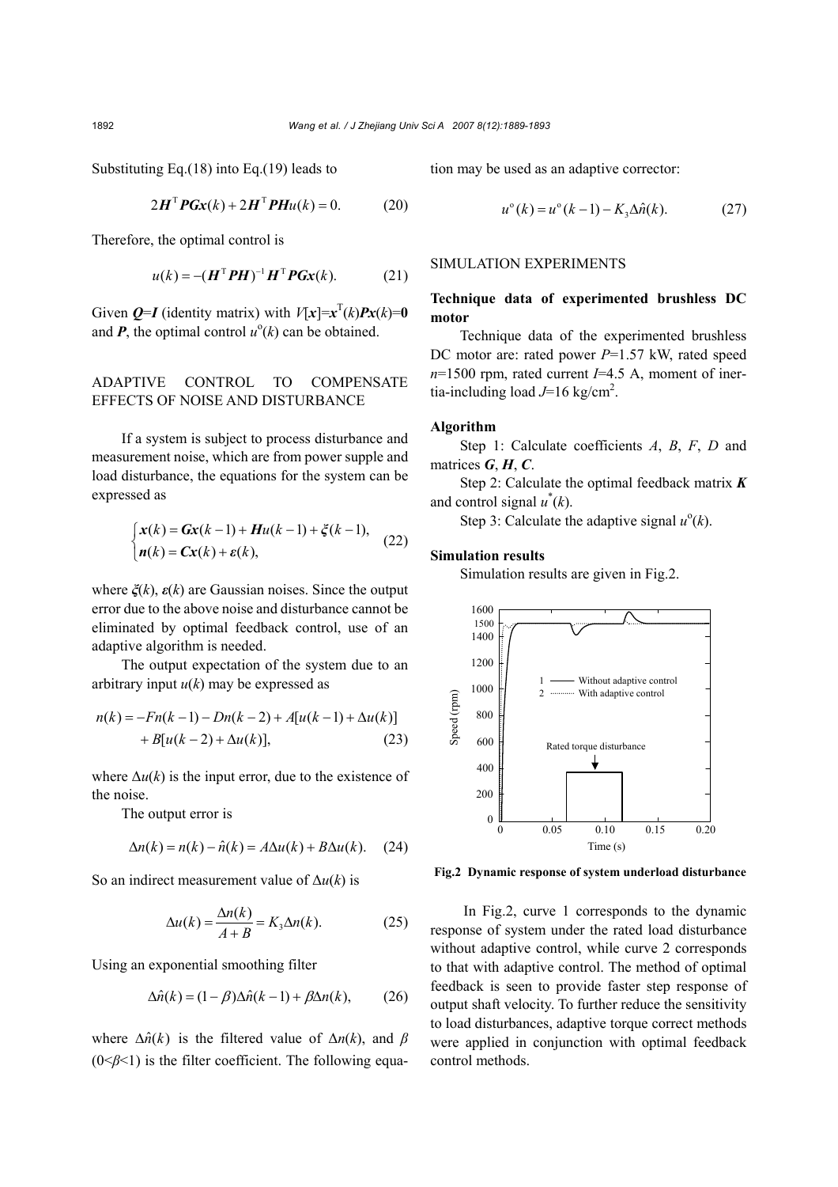Substituting Eq.(18) into Eq.(19) leads to

$$2\boldsymbol{H}^{\mathrm{T}}\boldsymbol{P}\boldsymbol{G}\boldsymbol{x}(k)+2\boldsymbol{H}^{\mathrm{T}}\boldsymbol{P}\boldsymbol{H}u(k)=0. \tag{20}$$

Therefore, the optimal control is

$$u(k)=-(\boldsymbol{H}^{\mathrm{T}}\boldsymbol{P}\boldsymbol{H})^{-1}\boldsymbol{H}^{\mathrm{T}}\boldsymbol{P}\boldsymbol{G}\boldsymbol{x}(k). \tag{21}$$

Given $\boldsymbol{Q}=\boldsymbol{I}$ (identity matrix) with $V[\boldsymbol{x}]=\boldsymbol{x}^{\mathrm{T}}(k)\boldsymbol{P}\boldsymbol{x}(k)=\boldsymbol{0}$ and $\boldsymbol{P}$, the optimal control $u^{\mathrm{o}}(k)$ can be obtained.

## ADAPTIVE CONTROL TO COMPENSATE EFFECTS OF NOISE AND DISTURBANCE

If a system is subject to process disturbance and measurement noise, which are from power supple and load disturbance, the equations for the system can be expressed as

$$\begin{cases}\boldsymbol{x}(k)=\boldsymbol{G}\boldsymbol{x}(k-1)+\boldsymbol{H}u(k-1)+\boldsymbol{\xi}(k-1),\\ \boldsymbol{n}(k)=\boldsymbol{C}\boldsymbol{x}(k)+\boldsymbol{\varepsilon}(k),\end{cases} \tag{22}$$

where $\boldsymbol{\xi}(k)$, $\boldsymbol{\varepsilon}(k)$ are Gaussian noises. Since the output error due to the above noise and disturbance cannot be eliminated by optimal feedback control, use of an adaptive algorithm is needed.

The output expectation of the system due to an arbitrary input $u(k)$ may be expressed as

$$\begin{aligned}n(k)=&-Fn(k-1)-Dn(k-2)+A[u(k-1)+\Delta u(k)]\\&+B[u(k-2)+\Delta u(k)],\end{aligned} \tag{23}$$

where $\Delta u(k)$ is the input error, due to the existence of the noise.

The output error is

$$\Delta n(k)=n(k)-\hat{n}(k)=A\Delta u(k)+B\Delta u(k). \tag{24}$$

So an indirect measurement value of $\Delta u(k)$ is

$$\Delta u(k)=\frac{\Delta n(k)}{A+B}=K_3\Delta n(k). \tag{25}$$

Using an exponential smoothing filter

$$\Delta\hat{n}(k)=(1-\beta)\Delta\hat{n}(k-1)+\beta\Delta n(k), \tag{26}$$

where $\Delta\hat{n}(k)$ is the filtered value of $\Delta n(k)$, and $\beta$ ($0<\beta<1$) is the filter coefficient. The following equation may be used as an adaptive corrector:

$$u^{\mathrm{o}}(k)=u^{\mathrm{o}}(k-1)-K_3\Delta\hat{n}(k). \tag{27}$$

## SIMULATION EXPERIMENTS

### Technique data of experimented brushless DC motor

Technique data of the experimented brushless DC motor are: rated power $P$=1.57 kW, rated speed $n$=1500 rpm, rated current $I$=4.5 A, moment of inertia-including load $J$=16 kg/cm$^2$.

### Algorithm

Step 1: Calculate coefficients $A$, $B$, $F$, $D$ and matrices $\boldsymbol{G}$, $\boldsymbol{H}$, $\boldsymbol{C}$.

Step 2: Calculate the optimal feedback matrix $\boldsymbol{K}$ and control signal $u^{*}(k)$.

Step 3: Calculate the adaptive signal $u^{\mathrm{o}}(k)$.

### Simulation results

Simulation results are given in Fig.2.

**Fig.2 Dynamic response of system underload disturbance**

In Fig.2, curve 1 corresponds to the dynamic response of system under the rated load disturbance without adaptive control, while curve 2 corresponds to that with adaptive control. The method of optimal feedback is seen to provide faster step response of output shaft velocity. To further reduce the sensitivity to load disturbances, adaptive torque correct methods were applied in conjunction with optimal feedback control methods.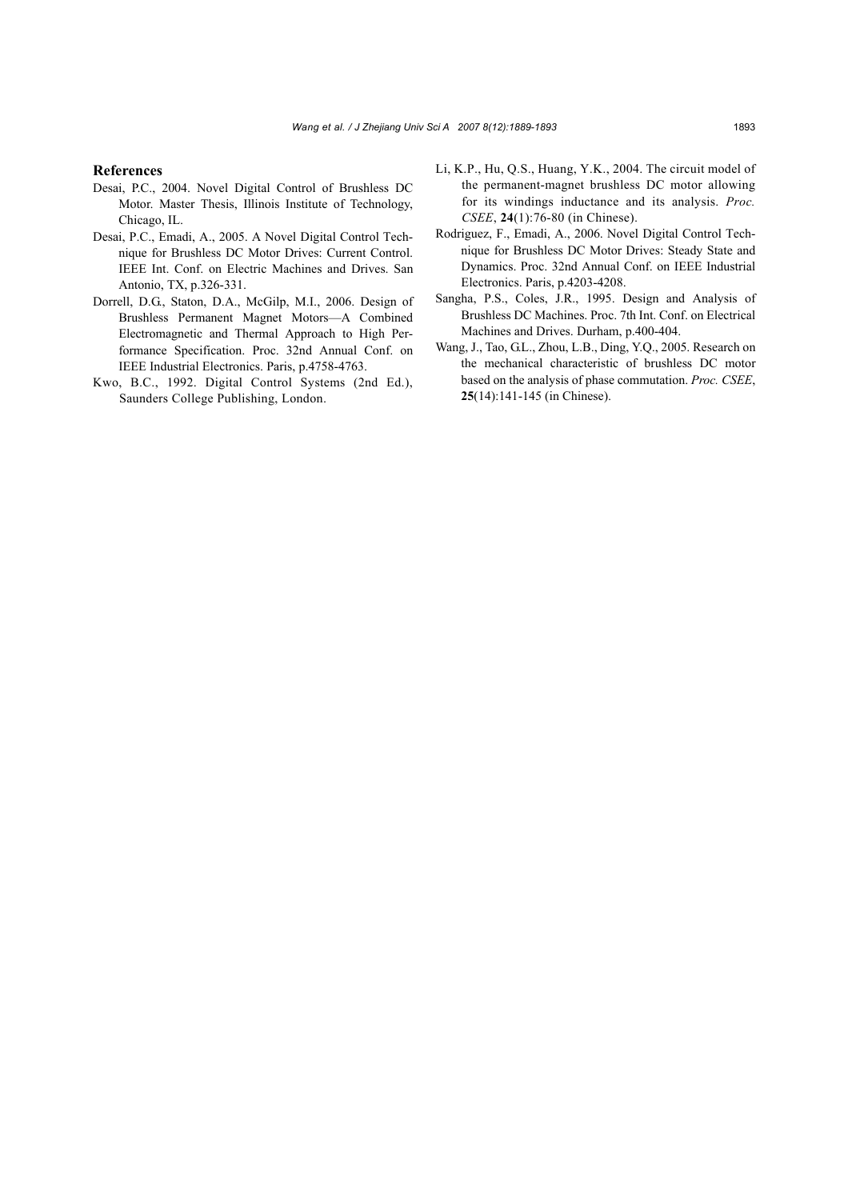## References

Desai, P.C., 2004. Novel Digital Control of Brushless DC Motor. Master Thesis, Illinois Institute of Technology, Chicago, IL.

Desai, P.C., Emadi, A., 2005. A Novel Digital Control Technique for Brushless DC Motor Drives: Current Control. IEEE Int. Conf. on Electric Machines and Drives. San Antonio, TX, p.326-331.

Dorrell, D.G., Staton, D.A., McGilp, M.I., 2006. Design of Brushless Permanent Magnet Motors—A Combined Electromagnetic and Thermal Approach to High Performance Specification. Proc. 32nd Annual Conf. on IEEE Industrial Electronics. Paris, p.4758-4763.

Kwo, B.C., 1992. Digital Control Systems (2nd Ed.), Saunders College Publishing, London.

Li, K.P., Hu, Q.S., Huang, Y.K., 2004. The circuit model of the permanent-magnet brushless DC motor allowing for its windings inductance and its analysis. *Proc. CSEE*, **24**(1):76-80 (in Chinese).

Rodriguez, F., Emadi, A., 2006. Novel Digital Control Technique for Brushless DC Motor Drives: Steady State and Dynamics. Proc. 32nd Annual Conf. on IEEE Industrial Electronics. Paris, p.4203-4208.

Sangha, P.S., Coles, J.R., 1995. Design and Analysis of Brushless DC Machines. Proc. 7th Int. Conf. on Electrical Machines and Drives. Durham, p.400-404.

Wang, J., Tao, G.L., Zhou, L.B., Ding, Y.Q., 2005. Research on the mechanical characteristic of brushless DC motor based on the analysis of phase commutation. *Proc. CSEE*, **25**(14):141-145 (in Chinese).